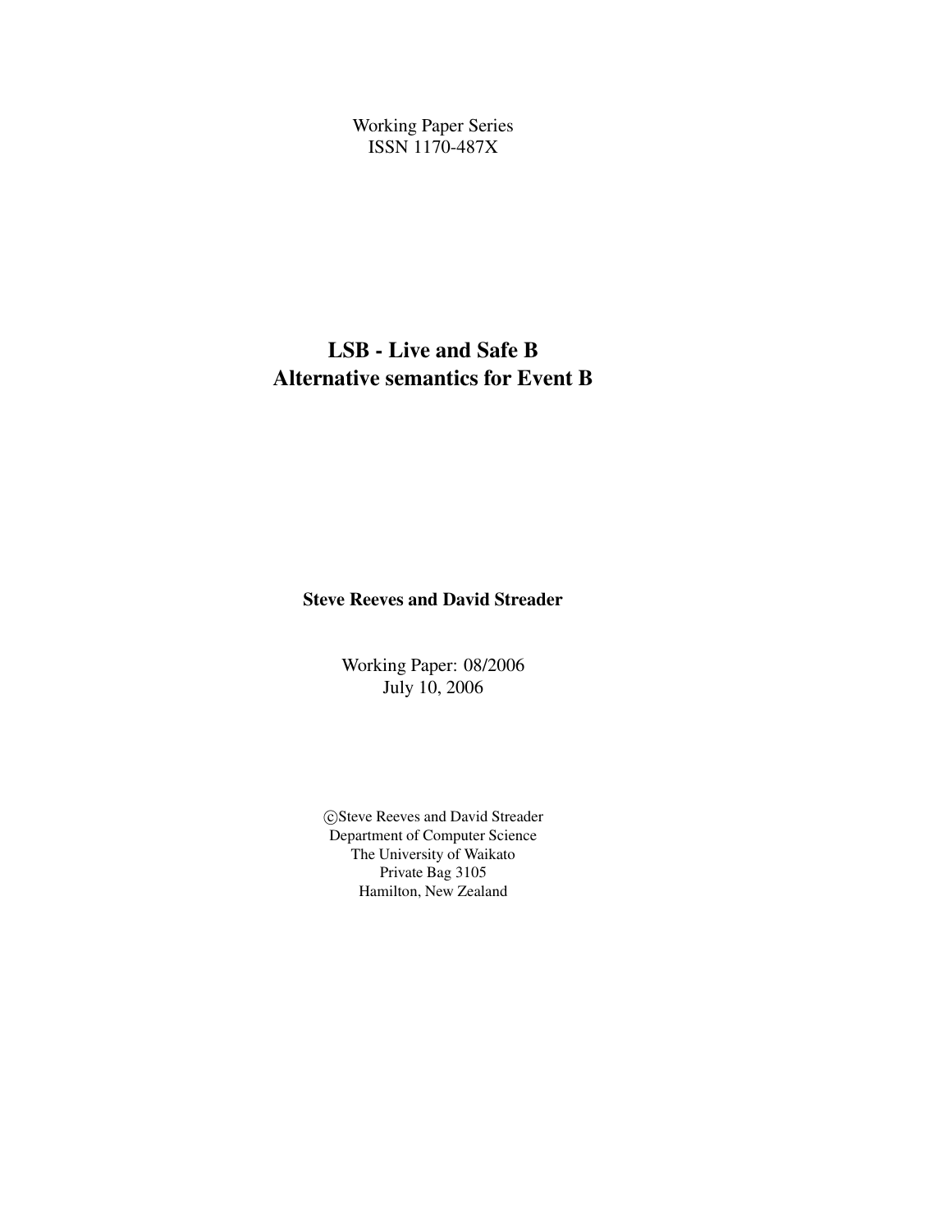Working Paper Series
ISSN 1170-487X

# LSB - Live and Safe B
# Alternative semantics for Event B

**Steve Reeves and David Streader**

Working Paper: 08/2006
July 10, 2006

©Steve Reeves and David Streader
Department of Computer Science
The University of Waikato
Private Bag 3105
Hamilton, New Zealand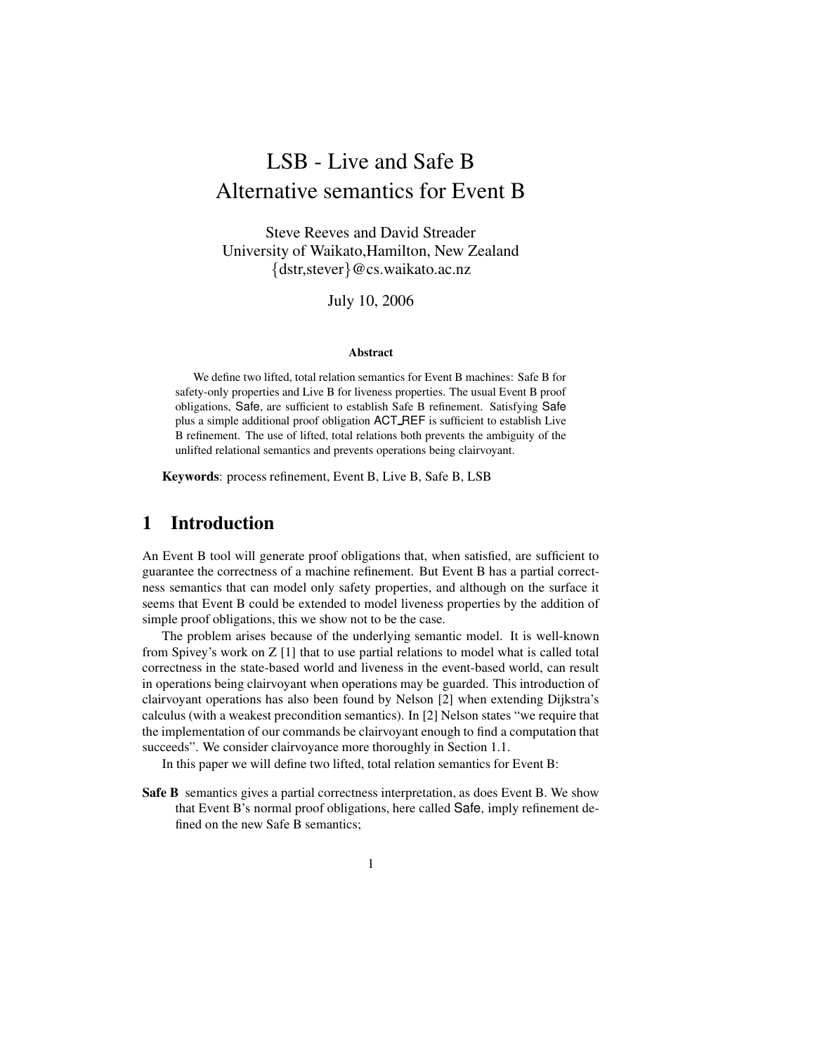# LSB - Live and Safe B
# Alternative semantics for Event B

Steve Reeves and David Streader
University of Waikato,Hamilton, New Zealand
{dstr,stever}@cs.waikato.ac.nz

July 10, 2006

**Abstract**

We define two lifted, total relation semantics for Event B machines: Safe B for safety-only properties and Live B for liveness properties. The usual Event B proof obligations, Safe, are sufficient to establish Safe B refinement. Satisfying Safe plus a simple additional proof obligation ACT_REF is sufficient to establish Live B refinement. The use of lifted, total relations both prevents the ambiguity of the unlifted relational semantics and prevents operations being clairvoyant.

**Keywords**: process refinement, Event B, Live B, Safe B, LSB

## 1 Introduction

An Event B tool will generate proof obligations that, when satisfied, are sufficient to guarantee the correctness of a machine refinement. But Event B has a partial correctness semantics that can model only safety properties, and although on the surface it seems that Event B could be extended to model liveness properties by the addition of simple proof obligations, this we show not to be the case.

The problem arises because of the underlying semantic model. It is well-known from Spivey's work on Z [1] that to use partial relations to model what is called total correctness in the state-based world and liveness in the event-based world, can result in operations being clairvoyant when operations may be guarded. This introduction of clairvoyant operations has also been found by Nelson [2] when extending Dijkstra's calculus (with a weakest precondition semantics). In [2] Nelson states "we require that the implementation of our commands be clairvoyant enough to find a computation that succeeds". We consider clairvoyance more thoroughly in Section 1.1.

In this paper we will define two lifted, total relation semantics for Event B:

**Safe B** semantics gives a partial correctness interpretation, as does Event B. We show that Event B's normal proof obligations, here called Safe, imply refinement defined on the new Safe B semantics;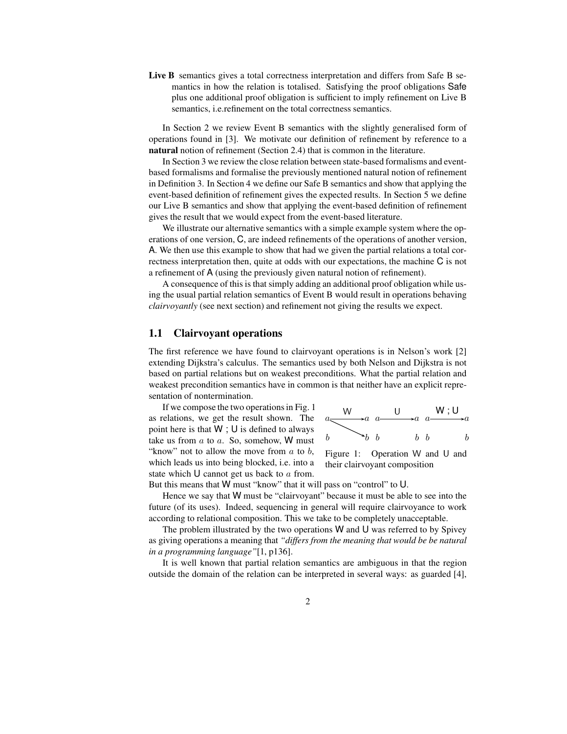**Live B** semantics gives a total correctness interpretation and differs from Safe B semantics in how the relation is totalised. Satisfying the proof obligations Safe plus one additional proof obligation is sufficient to imply refinement on Live B semantics, i.e.refinement on the total correctness semantics.

In Section 2 we review Event B semantics with the slightly generalised form of operations found in [3]. We motivate our definition of refinement by reference to a **natural** notion of refinement (Section 2.4) that is common in the literature.

In Section 3 we review the close relation between state-based formalisms and event-based formalisms and formalise the previously mentioned natural notion of refinement in Definition 3. In Section 4 we define our Safe B semantics and show that applying the event-based definition of refinement gives the expected results. In Section 5 we define our Live B semantics and show that applying the event-based definition of refinement gives the result that we would expect from the event-based literature.

We illustrate our alternative semantics with a simple example system where the operations of one version, C, are indeed refinements of the operations of another version, A. We then use this example to show that had we given the partial relations a total correctness interpretation then, quite at odds with our expectations, the machine C is not a refinement of A (using the previously given natural notion of refinement).

A consequence of this is that simply adding an additional proof obligation while using the usual partial relation semantics of Event B would result in operations behaving *clairvoyantly* (see next section) and refinement not giving the results we expect.

## 1.1 Clairvoyant operations

The first reference we have found to clairvoyant operations is in Nelson's work [2] extending Dijkstra's calculus. The semantics used by both Nelson and Dijkstra is not based on partial relations but on weakest preconditions. What the partial relation and weakest precondition semantics have in common is that neither have an explicit representation of nontermination.

If we compose the two operations in Fig. 1 as relations, we get the result shown. The point here is that W ; U is defined to always take us from $a$ to $a$. So, somehow, W must "know" not to allow the move from $a$ to $b$, which leads us into being blocked, i.e. into a state which U cannot get us back to $a$ from. But this means that W must "know" that it will pass on "control" to U.

Figure 1: Operation W and U and their clairvoyant composition

Hence we say that W must be "clairvoyant" because it must be able to see into the future (of its uses). Indeed, sequencing in general will require clairvoyance to work according to relational composition. This we take to be completely unacceptable.

The problem illustrated by the two operations W and U was referred to by Spivey as giving operations a meaning that *"differs from the meaning that would be be natural in a programming language"*[1, p136].

It is well known that partial relation semantics are ambiguous in that the region outside the domain of the relation can be interpreted in several ways: as guarded [4],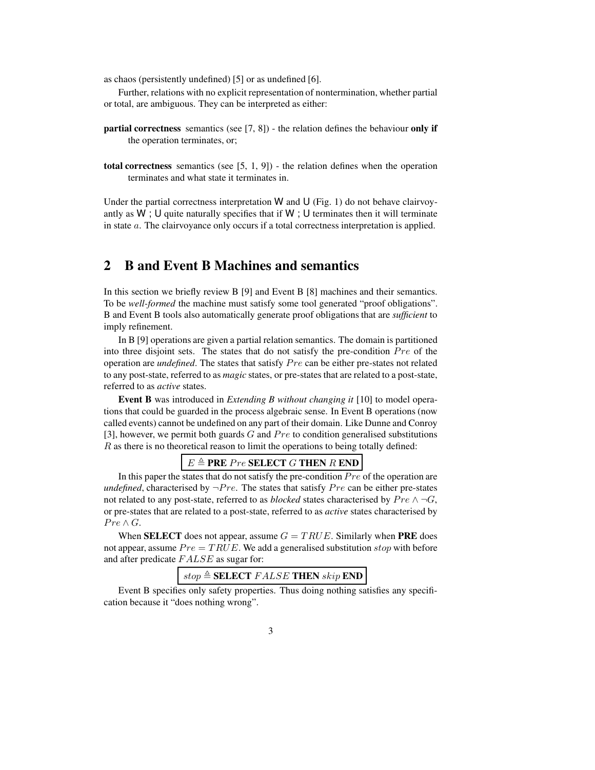as chaos (persistently undefined) [5] or as undefined [6].

Further, relations with no explicit representation of nontermination, whether partial or total, are ambiguous. They can be interpreted as either:

**partial correctness** semantics (see [7, 8]) - the relation defines the behaviour **only if** the operation terminates, or;

**total correctness** semantics (see [5, 1, 9]) - the relation defines when the operation terminates and what state it terminates in.

Under the partial correctness interpretation $\mathsf{W}$ and $\mathsf{U}$ (Fig. 1) do not behave clairvoyantly as $\mathsf{W}$ ; $\mathsf{U}$ quite naturally specifies that if $\mathsf{W}$ ; $\mathsf{U}$ terminates then it will terminate in state $a$. The clairvoyance only occurs if a total correctness interpretation is applied.

## 2 B and Event B Machines and semantics

In this section we briefly review B [9] and Event B [8] machines and their semantics. To be *well-formed* the machine must satisfy some tool generated "proof obligations". B and Event B tools also automatically generate proof obligations that are *sufficient* to imply refinement.

In B [9] operations are given a partial relation semantics. The domain is partitioned into three disjoint sets. The states that do not satisfy the pre-condition $Pre$ of the operation are *undefined*. The states that satisfy $Pre$ can be either pre-states not related to any post-state, referred to as *magic* states, or pre-states that are related to a post-state, referred to as *active* states.

**Event B** was introduced in *Extending B without changing it* [10] to model operations that could be guarded in the process algebraic sense. In Event B operations (now called events) cannot be undefined on any part of their domain. Like Dunne and Conroy [3], however, we permit both guards $G$ and $Pre$ to condition generalised substitutions $R$ as there is no theoretical reason to limit the operations to being totally defined:

$$E \triangleq \textbf{PRE } Pre \textbf{ SELECT } G \textbf{ THEN } R \textbf{ END}$$

In this paper the states that do not satisfy the pre-condition $Pre$ of the operation are *undefined*, characterised by $\neg Pre$. The states that satisfy $Pre$ can be either pre-states not related to any post-state, referred to as *blocked* states characterised by $Pre \wedge \neg G$, or pre-states that are related to a post-state, referred to as *active* states characterised by $Pre \wedge G$.

When **SELECT** does not appear, assume $G = TRUE$. Similarly when **PRE** does not appear, assume $Pre = TRUE$. We add a generalised substitution $stop$ with before and after predicate $FALSE$ as sugar for:

$$stop \triangleq \textbf{SELECT } FALSE \textbf{ THEN } skip \textbf{ END}$$

Event B specifies only safety properties. Thus doing nothing satisfies any specification because it "does nothing wrong".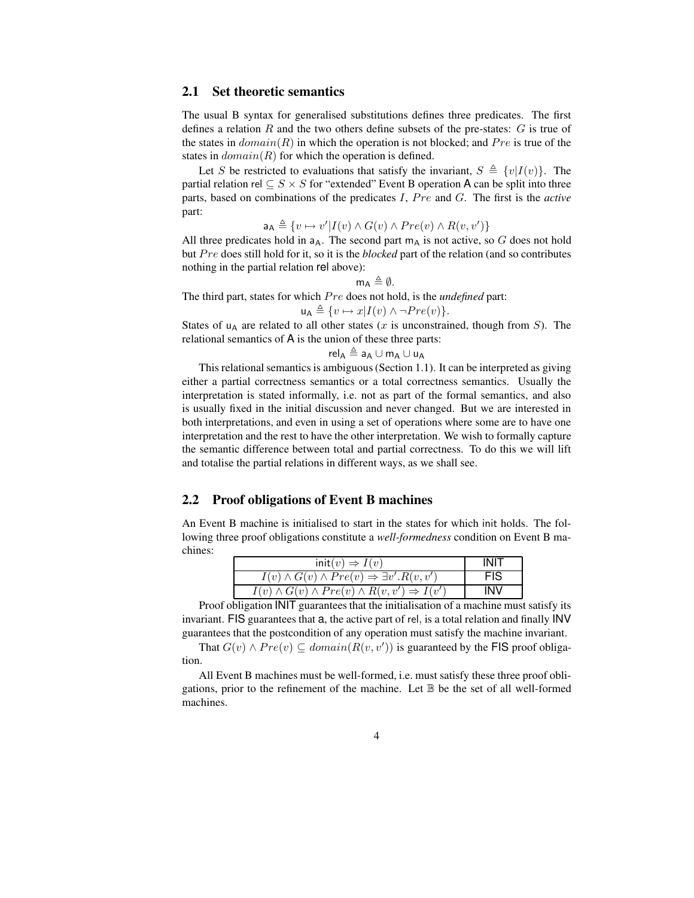## 2.1 Set theoretic semantics

The usual B syntax for generalised substitutions defines three predicates. The first defines a relation $R$ and the two others define subsets of the pre-states: $G$ is true of the states in $domain(R)$ in which the operation is not blocked; and $Pre$ is true of the states in $domain(R)$ for which the operation is defined.

Let $S$ be restricted to evaluations that satisfy the invariant, $S \triangleq \{v|I(v)\}$. The partial relation $\mathsf{rel} \subseteq S \times S$ for "extended" Event B operation $\mathsf{A}$ can be split into three parts, based on combinations of the predicates $I$, $Pre$ and $G$. The first is the *active* part:

$$\mathsf{a_A} \triangleq \{v \mapsto v'|I(v) \wedge G(v) \wedge Pre(v) \wedge R(v, v')\}$$

All three predicates hold in $\mathsf{a_A}$. The second part $\mathsf{m_A}$ is not active, so $G$ does not hold but $Pre$ does still hold for it, so it is the *blocked* part of the relation (and so contributes nothing in the partial relation $\mathsf{rel}$ above):

$$\mathsf{m_A} \triangleq \emptyset.$$

The third part, states for which $Pre$ does not hold, is the *undefined* part:

$$\mathsf{u_A} \triangleq \{v \mapsto x|I(v) \wedge \neg Pre(v)\}.$$

States of $\mathsf{u_A}$ are related to all other states ($x$ is unconstrained, though from $S$). The relational semantics of $\mathsf{A}$ is the union of these three parts:

$$\mathsf{rel_A} \triangleq \mathsf{a_A} \cup \mathsf{m_A} \cup \mathsf{u_A}$$

This relational semantics is ambiguous (Section 1.1). It can be interpreted as giving either a partial correctness semantics or a total correctness semantics. Usually the interpretation is stated informally, i.e. not as part of the formal semantics, and also is usually fixed in the initial discussion and never changed. But we are interested in both interpretations, and even in using a set of operations where some are to have one interpretation and the rest to have the other interpretation. We wish to formally capture the semantic difference between total and partial correctness. To do this we will lift and totalise the partial relations in different ways, as we shall see.

## 2.2 Proof obligations of Event B machines

An Event B machine is initialised to start in the states for which $\mathsf{init}$ holds. The following three proof obligations constitute a *well-formedness* condition on Event B machines:

| | |
|---|---|
| $\mathsf{init}(v) \Rightarrow I(v)$ | INIT |
| $I(v) \wedge G(v) \wedge Pre(v) \Rightarrow \exists v'.R(v, v')$ | FIS |
| $I(v) \wedge G(v) \wedge Pre(v) \wedge R(v, v') \Rightarrow I(v')$ | INV |

Proof obligation INIT guarantees that the initialisation of a machine must satisfy its invariant. FIS guarantees that $\mathsf{a}$, the active part of $\mathsf{rel}$, is a total relation and finally INV guarantees that the postcondition of any operation must satisfy the machine invariant.

That $G(v) \wedge Pre(v) \subseteq domain(R(v, v'))$ is guaranteed by the FIS proof obligation.

All Event B machines must be well-formed, i.e. must satisfy these three proof obligations, prior to the refinement of the machine. Let $\mathbb{B}$ be the set of all well-formed machines.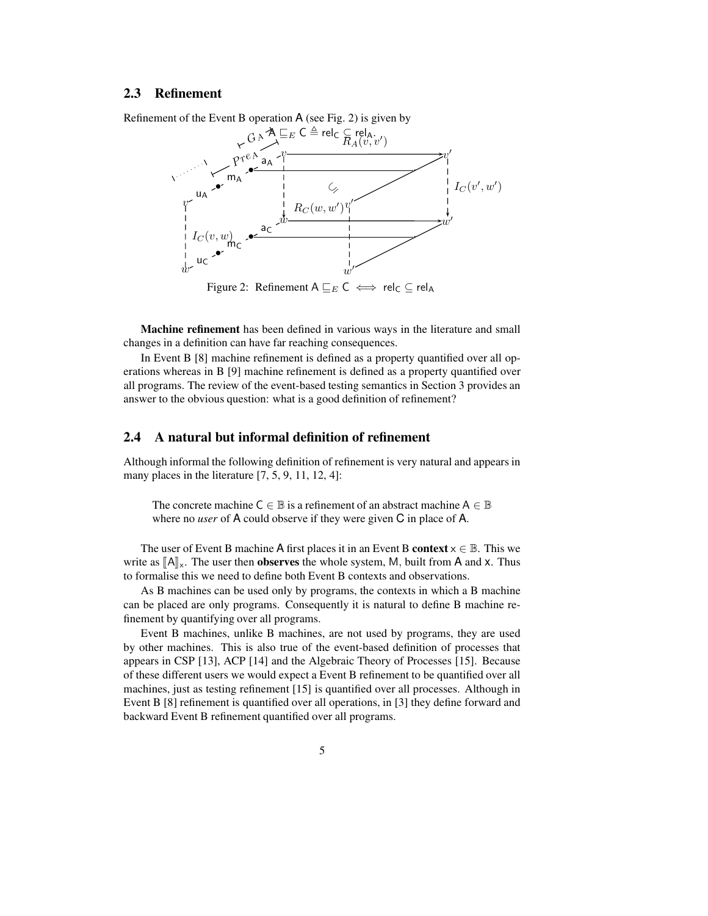### 2.3 Refinement

Refinement of the Event B operation A (see Fig. 2) is given by

$$\mathsf{A} \sqsubseteq_E \mathsf{C} \triangleq \mathsf{rel_C} \subseteq \mathsf{rel_A}.$$

Figure 2: Refinement $\mathsf{A} \sqsubseteq_E \mathsf{C} \iff \mathsf{rel_C} \subseteq \mathsf{rel_A}$

**Machine refinement** has been defined in various ways in the literature and small changes in a definition can have far reaching consequences.

In Event B [8] machine refinement is defined as a property quantified over all operations whereas in B [9] machine refinement is defined as a property quantified over all programs. The review of the event-based testing semantics in Section 3 provides an answer to the obvious question: what is a good definition of refinement?

### 2.4 A natural but informal definition of refinement

Although informal the following definition of refinement is very natural and appears in many places in the literature [7, 5, 9, 11, 12, 4]:

> The concrete machine $\mathsf{C} \in \mathbb{B}$ is a refinement of an abstract machine $\mathsf{A} \in \mathbb{B}$ where no *user* of A could observe if they were given C in place of A.

The user of Event B machine A first places it in an Event B **context** $\mathsf{x} \in \mathbb{B}$. This we write as $[\![\mathsf{A}]\!]_\mathsf{x}$. The user then **observes** the whole system, M, built from A and x. Thus to formalise this we need to define both Event B contexts and observations.

As B machines can be used only by programs, the contexts in which a B machine can be placed are only programs. Consequently it is natural to define B machine refinement by quantifying over all programs.

Event B machines, unlike B machines, are not used by programs, they are used by other machines. This is also true of the event-based definition of processes that appears in CSP [13], ACP [14] and the Algebraic Theory of Processes [15]. Because of these different users we would expect a Event B refinement to be quantified over all machines, just as testing refinement [15] is quantified over all processes. Although in Event B [8] refinement is quantified over all operations, in [3] they define forward and backward Event B refinement quantified over all programs.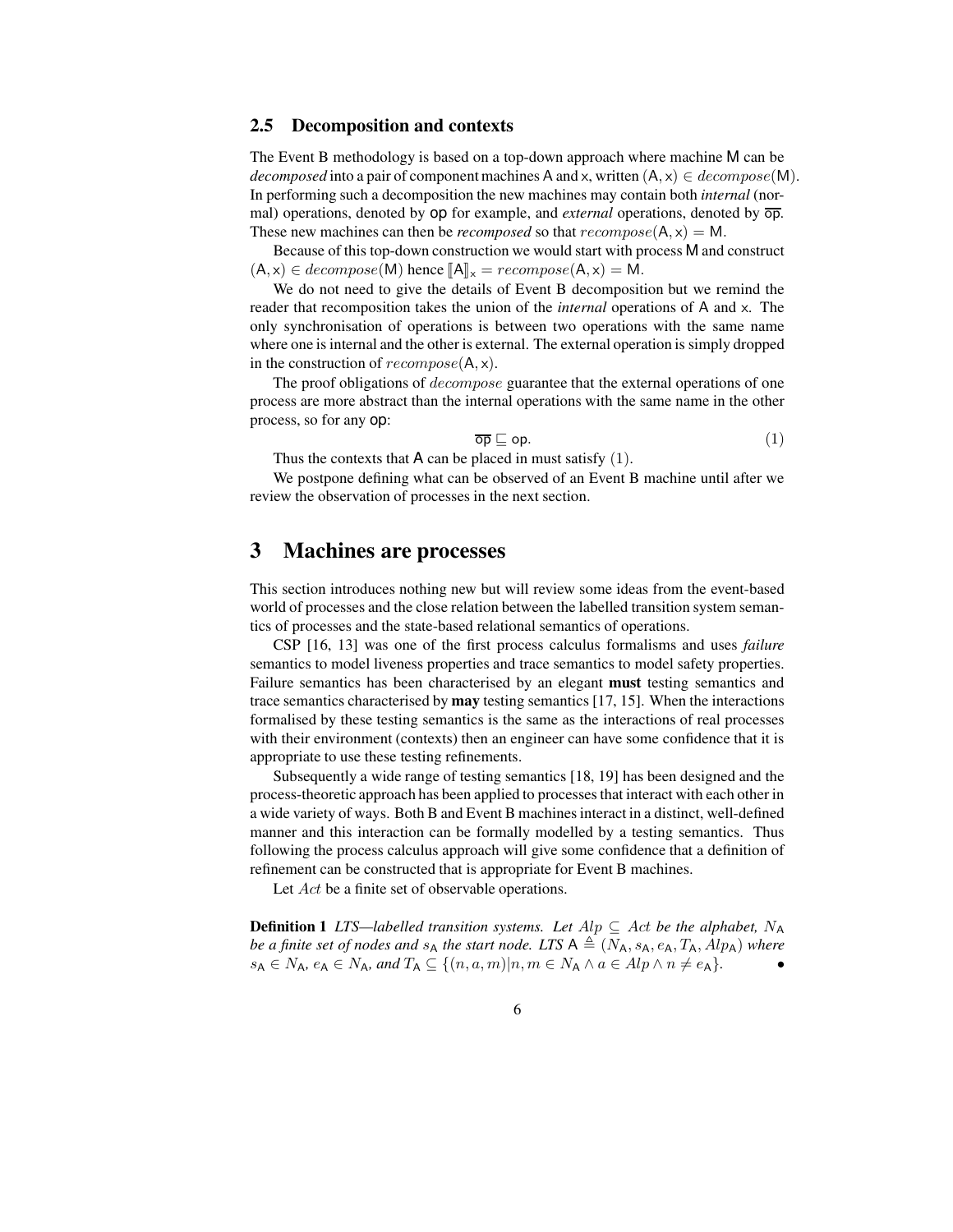## 2.5 Decomposition and contexts

The Event B methodology is based on a top-down approach where machine $\mathsf{M}$ can be *decomposed* into a pair of component machines $\mathsf{A}$ and $\mathsf{x}$, written $(\mathsf{A}, \mathsf{x}) \in decompose(\mathsf{M})$. In performing such a decomposition the new machines may contain both *internal* (normal) operations, denoted by $\mathsf{op}$ for example, and *external* operations, denoted by $\overline{\mathsf{op}}$. These new machines can then be *recomposed* so that $recompose(\mathsf{A}, \mathsf{x}) = \mathsf{M}$.

Because of this top-down construction we would start with process $\mathsf{M}$ and construct $(\mathsf{A}, \mathsf{x}) \in decompose(\mathsf{M})$ hence $[\![\mathsf{A}]\!]_{\mathsf{x}} = recompose(\mathsf{A}, \mathsf{x}) = \mathsf{M}$.

We do not need to give the details of Event B decomposition but we remind the reader that recomposition takes the union of the *internal* operations of $\mathsf{A}$ and $\mathsf{x}$. The only synchronisation of operations is between two operations with the same name where one is internal and the other is external. The external operation is simply dropped in the construction of $recompose(\mathsf{A}, \mathsf{x})$.

The proof obligations of $decompose$ guarantee that the external operations of one process are more abstract than the internal operations with the same name in the other process, so for any $\mathsf{op}$:

$$\overline{\mathsf{op}} \sqsubseteq \mathsf{op}. \tag{1}$$

Thus the contexts that $\mathsf{A}$ can be placed in must satisfy $(1)$.

We postpone defining what can be observed of an Event B machine until after we review the observation of processes in the next section.

# 3 Machines are processes

This section introduces nothing new but will review some ideas from the event-based world of processes and the close relation between the labelled transition system semantics of processes and the state-based relational semantics of operations.

CSP [16, 13] was one of the first process calculus formalisms and uses *failure* semantics to model liveness properties and trace semantics to model safety properties. Failure semantics has been characterised by an elegant **must** testing semantics and trace semantics characterised by **may** testing semantics [17, 15]. When the interactions formalised by these testing semantics is the same as the interactions of real processes with their environment (contexts) then an engineer can have some confidence that it is appropriate to use these testing refinements.

Subsequently a wide range of testing semantics [18, 19] has been designed and the process-theoretic approach has been applied to processes that interact with each other in a wide variety of ways. Both B and Event B machines interact in a distinct, well-defined manner and this interaction can be formally modelled by a testing semantics. Thus following the process calculus approach will give some confidence that a definition of refinement can be constructed that is appropriate for Event B machines.

Let $Act$ be a finite set of observable operations.

**Definition 1** *LTS—labelled transition systems. Let $Alp \subseteq Act$ be the alphabet, $N_{\mathsf{A}}$ be a finite set of nodes and $s_{\mathsf{A}}$ the start node. LTS $\mathsf{A} \triangleq (N_{\mathsf{A}}, s_{\mathsf{A}}, e_{\mathsf{A}}, T_{\mathsf{A}}, Alp_{\mathsf{A}})$ where $s_{\mathsf{A}} \in N_{\mathsf{A}}$, $e_{\mathsf{A}} \in N_{\mathsf{A}}$, and $T_{\mathsf{A}} \subseteq \{(n, a, m) | n, m \in N_{\mathsf{A}} \wedge a \in Alp \wedge n \neq e_{\mathsf{A}}\}$.* •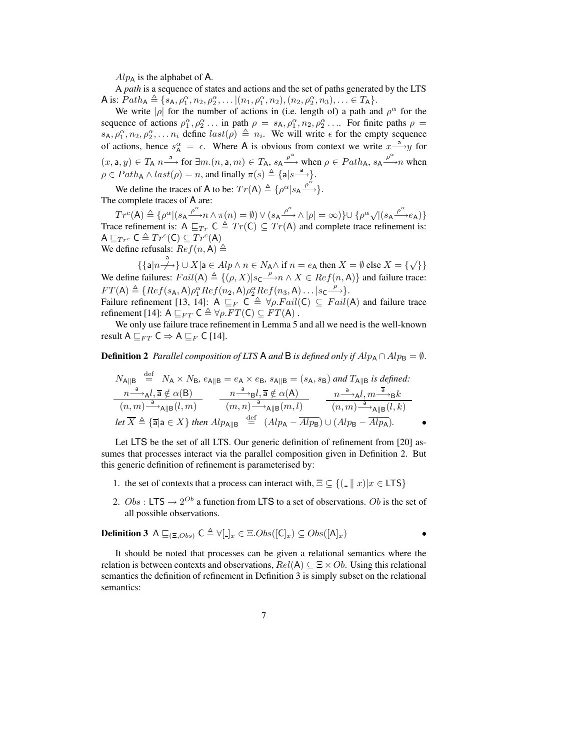$Alp_{\mathsf{A}}$ is the alphabet of $\mathsf{A}$.

A *path* is a sequence of states and actions and the set of paths generated by the LTS $\mathsf{A}$ is: $Path_{\mathsf{A}} \triangleq \{s_{\mathsf{A}}, \rho_1^\alpha, n_2, \rho_2^\alpha, \ldots | (n_1, \rho_1^\alpha, n_2), (n_2, \rho_2^\alpha, n_3), \ldots \in T_{\mathsf{A}}\}$.

We write $|\rho|$ for the number of actions in (i.e. length of) a path and $\rho^\alpha$ for the sequence of actions $\rho_1^\alpha, \rho_2^\alpha \ldots$ in path $\rho = s_{\mathsf{A}}, \rho_1^\alpha, n_2, \rho_2^\alpha \ldots$. For finite paths $\rho = s_{\mathsf{A}}, \rho_1^\alpha, n_2, \rho_2^\alpha, \ldots n_i$ define $last(\rho) \triangleq n_i$. We will write $\epsilon$ for the empty sequence of actions, hence $s_{\mathsf{A}}^\alpha = \epsilon$. Where $\mathsf{A}$ is obvious from context we write $x \xrightarrow{\mathsf{a}} y$ for $(x, \mathsf{a}, y) \in T_{\mathsf{A}}$ $n \xrightarrow{\mathsf{a}}$ for $\exists m.(n, \mathsf{a}, m) \in T_{\mathsf{A}}$, $s_{\mathsf{A}} \xrightarrow{\rho^\alpha}$ when $\rho \in Path_{\mathsf{A}}$, $s_{\mathsf{A}} \xrightarrow{\rho^\alpha} n$ when $\rho \in Path_{\mathsf{A}} \wedge last(\rho) = n$, and finally $\pi(s) \triangleq \{\mathsf{a} | s \xrightarrow{\mathsf{a}}\}$.

We define the traces of $\mathsf{A}$ to be: $Tr(\mathsf{A}) \triangleq \{\rho^\alpha | s_{\mathsf{A}} \xrightarrow{\rho^\alpha}\}$.
The complete traces of $\mathsf{A}$ are:

$Tr^c(\mathsf{A}) \triangleq \{\rho^\alpha | (s_{\mathsf{A}} \xrightarrow{\rho^\alpha} n \wedge \pi(n) = \emptyset) \vee (s_{\mathsf{A}} \xrightarrow{\rho^\alpha} \wedge |\rho| = \infty)\} \cup \{\rho^\alpha \surd | (s_{\mathsf{A}} \xrightarrow{\rho^\alpha} e_{\mathsf{A}})\}$
Trace refinement is: $\mathsf{A} \sqsubseteq_{Tr} \mathsf{C} \triangleq Tr(\mathsf{C}) \subseteq Tr(\mathsf{A})$ and complete trace refinement is: $\mathsf{A} \sqsubseteq_{Tr^c} \mathsf{C} \triangleq Tr^c(\mathsf{C}) \subseteq Tr^c(\mathsf{A})$
We define refusals: $Ref(n, \mathsf{A}) \triangleq$

$$\{\{\mathsf{a} | n \stackrel{\mathsf{a}}{\not\longrightarrow}\} \cup X | \mathsf{a} \in Alp \wedge n \in N_{\mathsf{A}} \wedge \text{ if } n = e_{\mathsf{A}} \text{ then } X = \emptyset \text{ else } X = \{\surd\}\}$$

We define failures: $Fail(\mathsf{A}) \triangleq \{(\rho, X) | s_{\mathsf{C}} \xrightarrow{\rho} n \wedge X \in Ref(n, \mathsf{A})\}$ and failure trace: $FT(\mathsf{A}) \triangleq \{Ref(s_{\mathsf{A}}, \mathsf{A}) \rho_1^\alpha Ref(n_2, \mathsf{A}) \rho_2^\alpha Ref(n_3, \mathsf{A}) \ldots | s_{\mathsf{C}} \xrightarrow{\rho}\}$.
Failure refinement [13, 14]: $\mathsf{A} \sqsubseteq_F \mathsf{C} \triangleq \forall \rho. Fail(\mathsf{C}) \subseteq Fail(\mathsf{A})$ and failure trace refinement [14]: $\mathsf{A} \sqsubseteq_{FT} \mathsf{C} \triangleq \forall \rho. FT(\mathsf{C}) \subseteq FT(\mathsf{A})$ .

We only use failure trace refinement in Lemma 5 and all we need is the well-known result $\mathsf{A} \sqsubseteq_{FT} \mathsf{C} \Rightarrow \mathsf{A} \sqsubseteq_F \mathsf{C}$ [14].

**Definition 2** *Parallel composition of LTS $\mathsf{A}$ and $\mathsf{B}$ is defined only if $Alp_{\mathsf{A}} \cap Alp_{\mathsf{B}} = \emptyset$.*

$N_{\mathsf{A}\|\mathsf{B}} \stackrel{\text{def}}{=} N_{\mathsf{A}} \times N_{\mathsf{B}}$, $e_{\mathsf{A}\|\mathsf{B}} = e_{\mathsf{A}} \times e_{\mathsf{B}}$, $s_{\mathsf{A}\|\mathsf{B}} = (s_{\mathsf{A}}, s_{\mathsf{B}})$ *and $T_{\mathsf{A}\|\mathsf{B}}$ is defined:*

$$\frac{n \xrightarrow{\mathsf{a}}_{\mathsf{A}} l, \overline{\mathsf{a}} \notin \alpha(\mathsf{B})}{(n, m) \xrightarrow{\mathsf{a}}_{\mathsf{A}\|\mathsf{B}} (l, m)} \qquad \frac{n \xrightarrow{\mathsf{a}}_{\mathsf{B}} l, \overline{\mathsf{a}} \notin \alpha(\mathsf{A})}{(m, n) \xrightarrow{\mathsf{a}}_{\mathsf{A}\|\mathsf{B}} (m, l)} \qquad \frac{n \xrightarrow{\mathsf{a}}_{\mathsf{A}} l, m \xrightarrow{\overline{\mathsf{a}}}_{\mathsf{B}} k}{(n, m) \xrightarrow{\mathsf{a}}_{\mathsf{A}\|\mathsf{B}} (l, k)}$$

*let $\overline{X} \triangleq \{\overline{\mathsf{a}} | \mathsf{a} \in X\}$ then $Alp_{\mathsf{A}\|\mathsf{B}} \stackrel{\text{def}}{=} (Alp_{\mathsf{A}} - \overline{Alp_{\mathsf{B}}}) \cup (Alp_{\mathsf{B}} - \overline{Alp_{\mathsf{A}}})$.* •

Let $\mathsf{LTS}$ be the set of all LTS. Our generic definition of refinement from [20] assumes that processes interact via the parallel composition given in Definition 2. But this generic definition of refinement is parameterised by:

1. the set of contexts that a process can interact with, $\Xi \subseteq \{(\_ \parallel x) | x \in \mathsf{LTS}\}$
2. $Obs : \mathsf{LTS} \to 2^{Ob}$ a function from $\mathsf{LTS}$ to a set of observations. $Ob$ is the set of all possible observations.

**Definition 3** $\mathsf{A} \sqsubseteq_{(\Xi, Obs)} \mathsf{C} \triangleq \forall [\_]_x \in \Xi. Obs([\mathsf{C}]_x) \subseteq Obs([\mathsf{A}]_x)$ •

It should be noted that processes can be given a relational semantics where the relation is between contexts and observations, $Rel(\mathsf{A}) \subseteq \Xi \times Ob$. Using this relational semantics the definition of refinement in Definition 3 is simply subset on the relational semantics: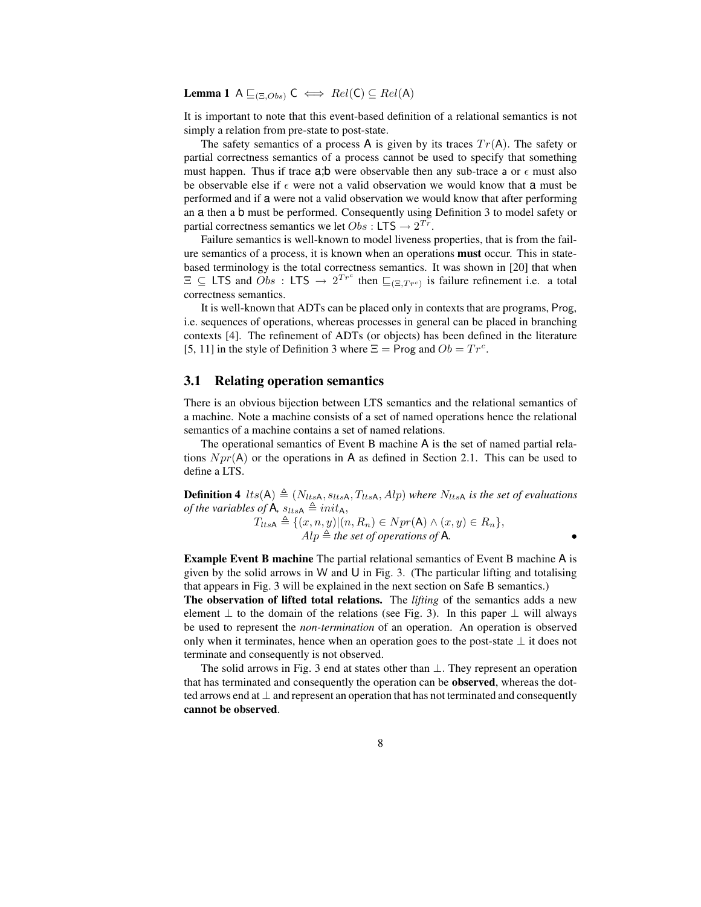**Lemma 1** $\mathsf{A} \sqsubseteq_{(\Xi,Obs)} \mathsf{C} \iff Rel(\mathsf{C}) \subseteq Rel(\mathsf{A})$

It is important to note that this event-based definition of a relational semantics is not simply a relation from pre-state to post-state.

The safety semantics of a process $\mathsf{A}$ is given by its traces $Tr(\mathsf{A})$. The safety or partial correctness semantics of a process cannot be used to specify that something must happen. Thus if trace $\mathsf{a;b}$ were observable then any sub-trace $\mathsf{a}$ or $\epsilon$ must also be observable else if $\epsilon$ were not a valid observation we would know that $\mathsf{a}$ must be performed and if $\mathsf{a}$ were not a valid observation we would know that after performing an $\mathsf{a}$ then a $\mathsf{b}$ must be performed. Consequently using Definition 3 to model safety or partial correctness semantics we let $Obs : \mathsf{LTS} \rightarrow 2^{Tr}$.

Failure semantics is well-known to model liveness properties, that is from the failure semantics of a process, it is known when an operations **must** occur. This in state-based terminology is the total correctness semantics. It was shown in [20] that when $\Xi \subseteq \mathsf{LTS}$ and $Obs : \mathsf{LTS} \rightarrow 2^{Tr^c}$ then $\sqsubseteq_{(\Xi,Tr^c)}$ is failure refinement i.e. a total correctness semantics.

It is well-known that ADTs can be placed only in contexts that are programs, $\mathsf{Prog}$, i.e. sequences of operations, whereas processes in general can be placed in branching contexts [4]. The refinement of ADTs (or objects) has been defined in the literature [5, 11] in the style of Definition 3 where $\Xi = \mathsf{Prog}$ and $Ob = Tr^c$.

## 3.1 Relating operation semantics

There is an obvious bijection between LTS semantics and the relational semantics of a machine. Note a machine consists of a set of named operations hence the relational semantics of a machine contains a set of named relations.

The operational semantics of Event B machine $\mathsf{A}$ is the set of named partial relations $Npr(\mathsf{A})$ or the operations in $\mathsf{A}$ as defined in Section 2.1. This can be used to define a LTS.

**Definition 4** *$lts(\mathsf{A}) \triangleq (N_{lts\mathsf{A}}, s_{lts\mathsf{A}}, T_{lts\mathsf{A}}, Alp)$ where $N_{lts\mathsf{A}}$ is the set of evaluations of the variables of $\mathsf{A}$, $s_{lts\mathsf{A}} \triangleq init_{\mathsf{A}}$,*

$$T_{lts\mathsf{A}} \triangleq \{(x,n,y) | (n, R_n) \in Npr(\mathsf{A}) \wedge (x,y) \in R_n\},$$
$$Alp \triangleq \textit{the set of operations of } \mathsf{A}.$$

•

**Example Event B machine** The partial relational semantics of Event B machine $\mathsf{A}$ is given by the solid arrows in $\mathsf{W}$ and $\mathsf{U}$ in Fig. 3. (The particular lifting and totalising that appears in Fig. 3 will be explained in the next section on Safe B semantics.)

**The observation of lifted total relations.** The *lifting* of the semantics adds a new element $\bot$ to the domain of the relations (see Fig. 3). In this paper $\bot$ will always be used to represent the *non-termination* of an operation. An operation is observed only when it terminates, hence when an operation goes to the post-state $\bot$ it does not terminate and consequently is not observed.

The solid arrows in Fig. 3 end at states other than $\bot$. They represent an operation that has terminated and consequently the operation can be **observed**, whereas the dotted arrows end at $\bot$ and represent an operation that has not terminated and consequently **cannot be observed**.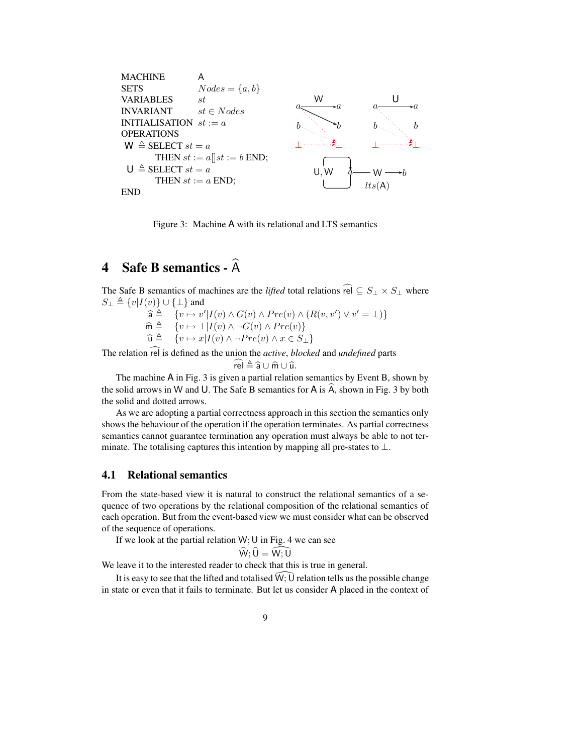MACHINE A
SETS $Nodes = \{a, b\}$
VARIABLES $st$
INVARIANT $st \in Nodes$
INITIALISATION $st := a$
OPERATIONS
W $\triangleq$ SELECT $st = a$
THEN $st := a [] st := b$ END;
U $\triangleq$ SELECT $st = a$
THEN $st := a$ END;
END

Figure 3: Machine A with its relational and LTS semantics

# 4 Safe B semantics - $\widehat{\mathsf{A}}$

The Safe B semantics of machines are the *lifted* total relations $\widehat{\mathsf{rel}} \subseteq S_\perp \times S_\perp$ where $S_\perp \triangleq \{v|I(v)\} \cup \{\perp\}$ and

$$\widehat{\mathsf{a}} \triangleq \{v \mapsto v'|I(v) \wedge G(v) \wedge Pre(v) \wedge (R(v,v') \vee v' = \perp)\}$$
$$\widehat{\mathsf{m}} \triangleq \{v \mapsto \perp|I(v) \wedge \neg G(v) \wedge Pre(v)\}$$
$$\widehat{\mathsf{u}} \triangleq \{v \mapsto x|I(v) \wedge \neg Pre(v) \wedge x \in S_\perp\}$$

The relation $\widehat{\mathsf{rel}}$ is defined as the union the *active*, *blocked* and *undefined* parts

$$\widehat{\mathsf{rel}} \triangleq \widehat{\mathsf{a}} \cup \widehat{\mathsf{m}} \cup \widehat{\mathsf{u}}.$$

The machine A in Fig. 3 is given a partial relation semantics by Event B, shown by the solid arrows in W and U. The Safe B semantics for A is $\widehat{\mathsf{A}}$, shown in Fig. 3 by both the solid and dotted arrows.

As we are adopting a partial correctness approach in this section the semantics only shows the behaviour of the operation if the operation terminates. As partial correctness semantics cannot guarantee termination any operation must always be able to not terminate. The totalising captures this intention by mapping all pre-states to $\perp$.

## 4.1 Relational semantics

From the state-based view it is natural to construct the relational semantics of a sequence of two operations by the relational composition of the relational semantics of each operation. But from the event-based view we must consider what can be observed of the sequence of operations.

If we look at the partial relation W; U in Fig. 4 we can see

$$\widehat{\mathsf{W}}; \widehat{\mathsf{U}} = \widehat{\mathsf{W}; \mathsf{U}}$$

We leave it to the interested reader to check that this is true in general.

It is easy to see that the lifted and totalised $\widehat{\mathsf{W}; \mathsf{U}}$ relation tells us the possible change in state or even that it fails to terminate. But let us consider A placed in the context of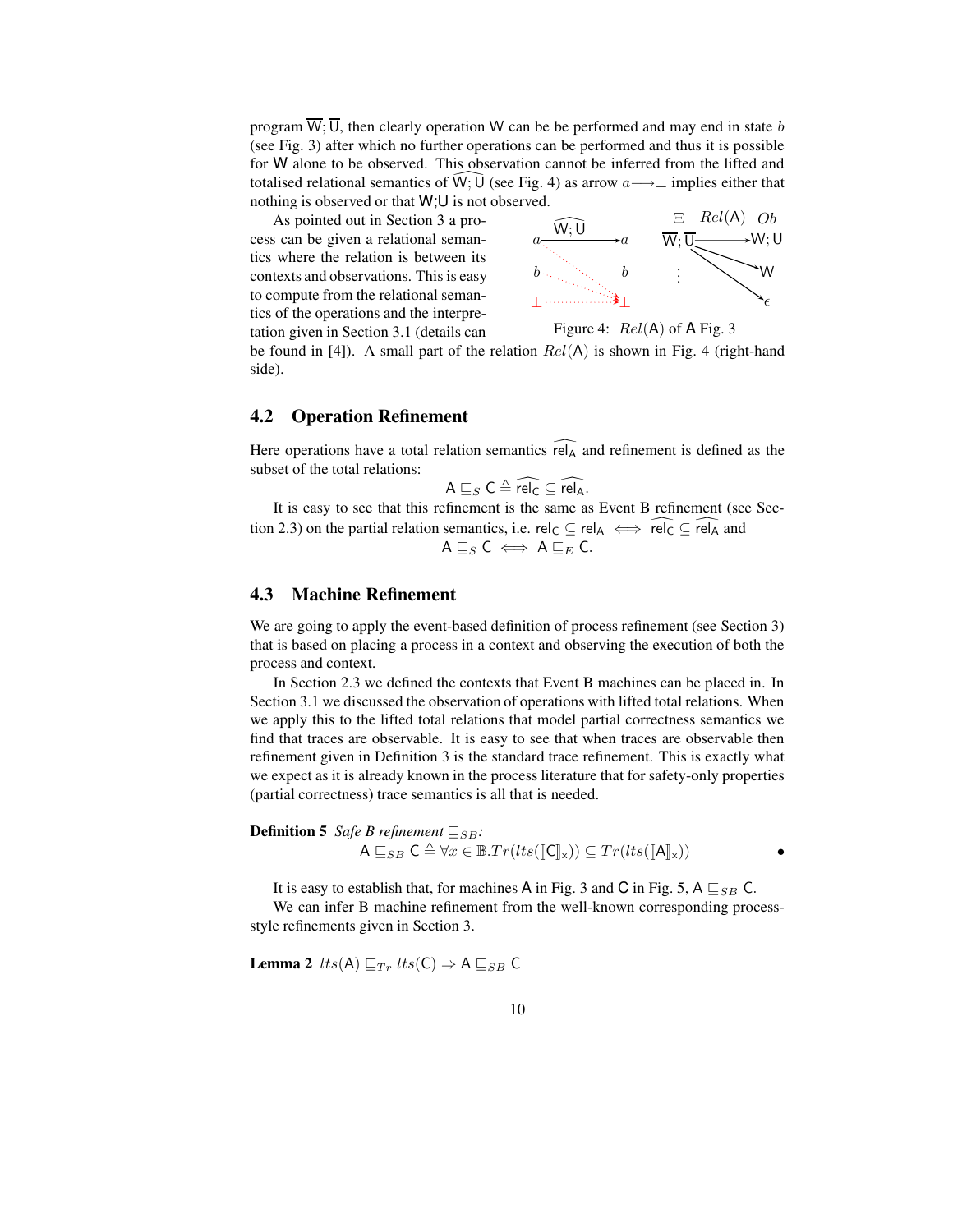program $\overline{\mathsf{W}}; \overline{\mathsf{U}}$, then clearly operation W can be be performed and may end in state $b$ (see Fig. 3) after which no further operations can be performed and thus it is possible for W alone to be observed. This observation cannot be inferred from the lifted and totalised relational semantics of $\widehat{\mathsf{W};\mathsf{U}}$ (see Fig. 4) as arrow $a \longrightarrow \bot$ implies either that nothing is observed or that W;U is not observed.

As pointed out in Section 3 a process can be given a relational semantics where the relation is between its contexts and observations. This is easy to compute from the relational semantics of the operations and the interpretation given in Section 3.1 (details can be found in [4]). A small part of the relation $Rel(\mathsf{A})$ is shown in Fig. 4 (right-hand side).

Figure 4: $Rel(\mathsf{A})$ of A Fig. 3

## 4.2 Operation Refinement

Here operations have a total relation semantics $\widehat{\mathsf{rel}_\mathsf{A}}$ and refinement is defined as the subset of the total relations:

$$\mathsf{A} \sqsubseteq_S \mathsf{C} \triangleq \widehat{\mathsf{rel}_\mathsf{C}} \subseteq \widehat{\mathsf{rel}_\mathsf{A}}.$$

It is easy to see that this refinement is the same as Event B refinement (see Section 2.3) on the partial relation semantics, i.e. $\mathsf{rel}_\mathsf{C} \subseteq \mathsf{rel}_\mathsf{A} \iff \widehat{\mathsf{rel}_\mathsf{C}} \subseteq \widehat{\mathsf{rel}_\mathsf{A}}$ and

$$\mathsf{A} \sqsubseteq_S \mathsf{C} \iff \mathsf{A} \sqsubseteq_E \mathsf{C}.$$

## 4.3 Machine Refinement

We are going to apply the event-based definition of process refinement (see Section 3) that is based on placing a process in a context and observing the execution of both the process and context.

In Section 2.3 we defined the contexts that Event B machines can be placed in. In Section 3.1 we discussed the observation of operations with lifted total relations. When we apply this to the lifted total relations that model partial correctness semantics we find that traces are observable. It is easy to see that when traces are observable then refinement given in Definition 3 is the standard trace refinement. This is exactly what we expect as it is already known in the process literature that for safety-only properties (partial correctness) trace semantics is all that is needed.

**Definition 5** *Safe B refinement* $\sqsubseteq_{SB}$*:*

$$\mathsf{A} \sqsubseteq_{SB} \mathsf{C} \triangleq \forall x \in \mathbb{B}. Tr(lts(\llbracket \mathsf{C} \rrbracket_\mathsf{x})) \subseteq Tr(lts(\llbracket \mathsf{A} \rrbracket_\mathsf{x}))$$

It is easy to establish that, for machines A in Fig. 3 and C in Fig. 5, $\mathsf{A} \sqsubseteq_{SB} \mathsf{C}$.

We can infer B machine refinement from the well-known corresponding process-style refinements given in Section 3.

**Lemma 2** $lts(\mathsf{A}) \sqsubseteq_{Tr} lts(\mathsf{C}) \Rightarrow \mathsf{A} \sqsubseteq_{SB} \mathsf{C}$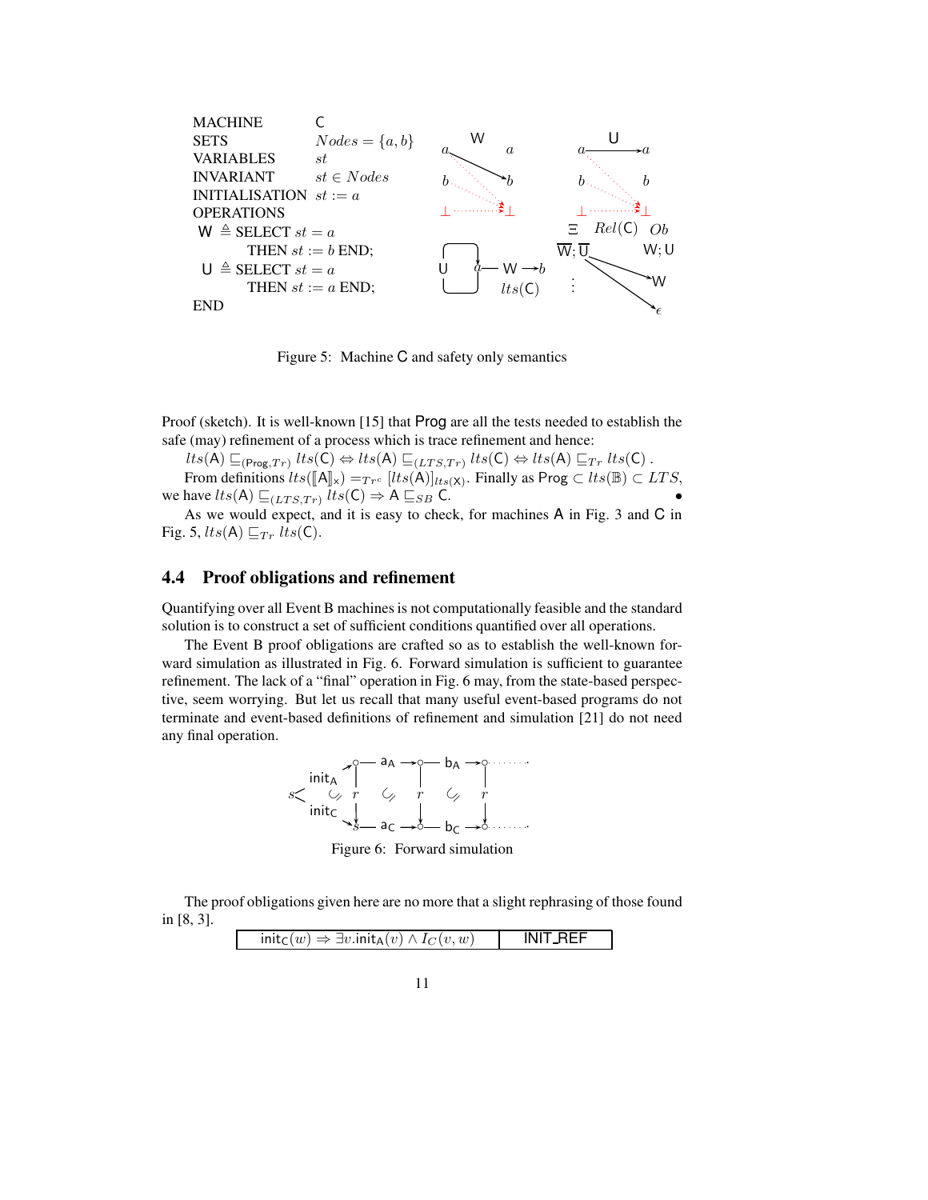```
MACHINE          C
SETS             Nodes = {a, b}
VARIABLES        st
INVARIANT        st ∈ Nodes
INITIALISATION   st := a
OPERATIONS
 W ≙ SELECT st = a
       THEN st := b END;
 U ≙ SELECT st = a
       THEN st := a END;
END
```

Figure 5: Machine C and safety only semantics

Proof (sketch). It is well-known [15] that Prog are all the tests needed to establish the safe (may) refinement of a process which is trace refinement and hence:

$lts(\mathsf{A}) \sqsubseteq_{(\mathsf{Prog},Tr)} lts(\mathsf{C}) \Leftrightarrow lts(\mathsf{A}) \sqsubseteq_{(LTS,Tr)} lts(\mathsf{C}) \Leftrightarrow lts(\mathsf{A}) \sqsubseteq_{Tr} lts(\mathsf{C})$ .

From definitions $lts([\![\mathsf{A}]\!]_{\mathsf{x}}) =_{Tr^c} [lts(\mathsf{A})]_{lts(\mathsf{X})}$. Finally as $\mathsf{Prog} \subset lts(\mathbb{B}) \subset LTS$, we have $lts(\mathsf{A}) \sqsubseteq_{(LTS,Tr)} lts(\mathsf{C}) \Rightarrow \mathsf{A} \sqsubseteq_{SB} \mathsf{C}$. •

As we would expect, and it is easy to check, for machines A in Fig. 3 and C in Fig. 5, $lts(\mathsf{A}) \sqsubseteq_{Tr} lts(\mathsf{C})$.

### 4.4 Proof obligations and refinement

Quantifying over all Event B machines is not computationally feasible and the standard solution is to construct a set of sufficient conditions quantified over all operations.

The Event B proof obligations are crafted so as to establish the well-known forward simulation as illustrated in Fig. 6. Forward simulation is sufficient to guarantee refinement. The lack of a "final" operation in Fig. 6 may, from the state-based perspective, seem worrying. But let us recall that many useful event-based programs do not terminate and event-based definitions of refinement and simulation [21] do not need any final operation.

Figure 6: Forward simulation

The proof obligations given here are no more that a slight rephrasing of those found in [8, 3].

| $\mathsf{init}_{\mathsf{C}}(w) \Rightarrow \exists v.\mathsf{init}_{\mathsf{A}}(v) \wedge I_C(v,w)$ | INIT_REF |
|---|---|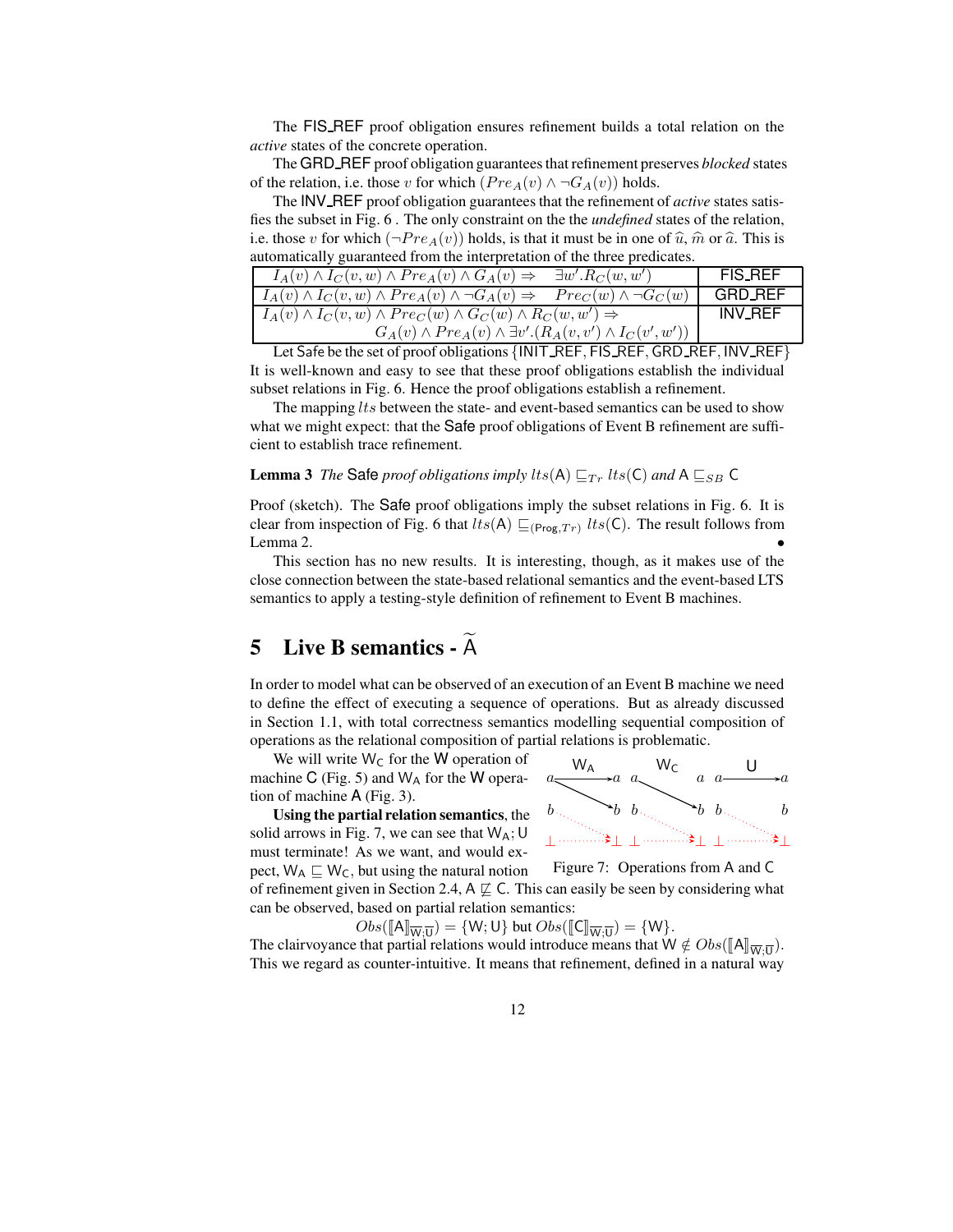The FIS_REF proof obligation ensures refinement builds a total relation on the *active* states of the concrete operation.

The GRD_REF proof obligation guarantees that refinement preserves *blocked* states of the relation, i.e. those $v$ for which $(Pre_A(v) \wedge \neg G_A(v))$ holds.

The INV_REF proof obligation guarantees that the refinement of *active* states satisfies the subset in Fig. 6 . The only constraint on the the *undefined* states of the relation, i.e. those $v$ for which $(\neg Pre_A(v))$ holds, is that it must be in one of $\widehat{u}$, $\widehat{m}$ or $\widehat{a}$. This is automatically guaranteed from the interpretation of the three predicates.

| | |
|---|---|
| $I_A(v) \wedge I_C(v,w) \wedge Pre_A(v) \wedge G_A(v) \Rightarrow \quad \exists w'.R_C(w,w')$ | FIS_REF |
| $I_A(v) \wedge I_C(v,w) \wedge Pre_A(v) \wedge \neg G_A(v) \Rightarrow \quad Pre_C(w) \wedge \neg G_C(w)$ | GRD_REF |
| $I_A(v) \wedge I_C(v,w) \wedge Pre_C(w) \wedge G_C(w) \wedge R_C(w,w') \Rightarrow$ $G_A(v) \wedge Pre_A(v) \wedge \exists v'.(R_A(v,v') \wedge I_C(v',w'))$ | INV_REF |

Let Safe be the set of proof obligations {INIT_REF, FIS_REF, GRD_REF, INV_REF} It is well-known and easy to see that these proof obligations establish the individual subset relations in Fig. 6. Hence the proof obligations establish a refinement.

The mapping $lts$ between the state- and event-based semantics can be used to show what we might expect: that the Safe proof obligations of Event B refinement are sufficient to establish trace refinement.

**Lemma 3** *The* Safe *proof obligations imply* $lts(\mathsf{A}) \sqsubseteq_{Tr} lts(\mathsf{C})$ *and* $\mathsf{A} \sqsubseteq_{SB} \mathsf{C}$

Proof (sketch). The Safe proof obligations imply the subset relations in Fig. 6. It is clear from inspection of Fig. 6 that $lts(\mathsf{A}) \sqsubseteq_{(\mathsf{Prog},Tr)} lts(\mathsf{C})$. The result follows from Lemma 2. •

This section has no new results. It is interesting, though, as it makes use of the close connection between the state-based relational semantics and the event-based LTS semantics to apply a testing-style definition of refinement to Event B machines.

# 5 Live B semantics - $\widetilde{\mathsf{A}}$

In order to model what can be observed of an execution of an Event B machine we need to define the effect of executing a sequence of operations. But as already discussed in Section 1.1, with total correctness semantics modelling sequential composition of operations as the relational composition of partial relations is problematic.

We will write $\mathsf{W_C}$ for the W operation of machine C (Fig. 5) and $\mathsf{W_A}$ for the W operation of machine A (Fig. 3).

Figure 7: Operations from A and C

**Using the partial relation semantics**, the solid arrows in Fig. 7, we can see that $\mathsf{W_A};\mathsf{U}$ must terminate! As we want, and would expect, $\mathsf{W_A} \sqsubseteq \mathsf{W_C}$, but using the natural notion of refinement given in Section 2.4, $\mathsf{A} \not\sqsubseteq \mathsf{C}$. This can easily be seen by considering what can be observed, based on partial relation semantics:

$$Obs([\![\mathsf{A}]\!]_{\overline{\mathsf{W};\mathsf{U}}}) = \{\mathsf{W};\mathsf{U}\} \text{ but } Obs([\![\mathsf{C}]\!]_{\overline{\mathsf{W};\mathsf{U}}}) = \{\mathsf{W}\}.$$

The clairvoyance that partial relations would introduce means that $\mathsf{W} \notin Obs([\![\mathsf{A}]\!]_{\overline{\mathsf{W};\mathsf{U}}})$. This we regard as counter-intuitive. It means that refinement, defined in a natural way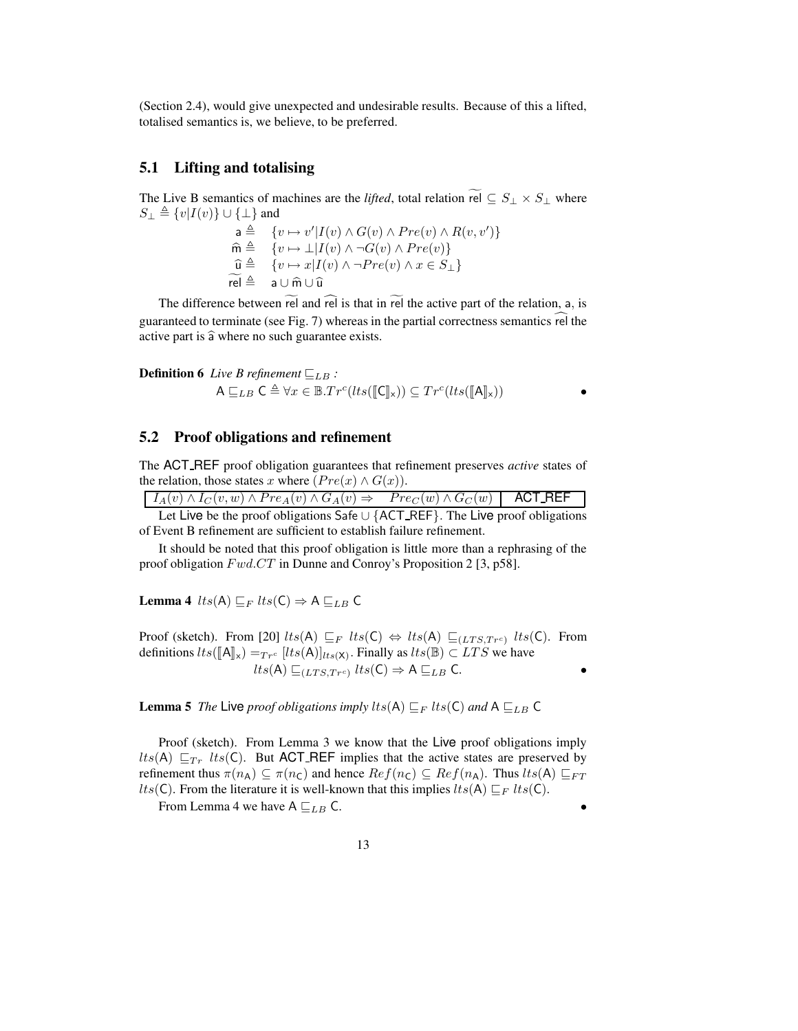(Section 2.4), would give unexpected and undesirable results. Because of this a lifted, totalised semantics is, we believe, to be preferred.

## 5.1 Lifting and totalising

The Live B semantics of machines are the *lifted*, total relation $\widetilde{\mathsf{rel}} \subseteq S_\perp \times S_\perp$ where $S_\perp \triangleq \{v | I(v)\} \cup \{\perp\}$ and

$$
\begin{aligned}
\mathsf{a} &\triangleq \{v \mapsto v' | I(v) \wedge G(v) \wedge Pre(v) \wedge R(v, v')\} \\
\widehat{\mathsf{m}} &\triangleq \{v \mapsto \perp | I(v) \wedge \neg G(v) \wedge Pre(v)\} \\
\widehat{\mathsf{u}} &\triangleq \{v \mapsto x | I(v) \wedge \neg Pre(v) \wedge x \in S_\perp\} \\
\widetilde{\mathsf{rel}} &\triangleq \mathsf{a} \cup \widehat{\mathsf{m}} \cup \widehat{\mathsf{u}}
\end{aligned}
$$

The difference between $\widetilde{\mathsf{rel}}$ and $\widehat{\mathsf{rel}}$ is that in $\widetilde{\mathsf{rel}}$ the active part of the relation, $\mathsf{a}$, is guaranteed to terminate (see Fig. 7) whereas in the partial correctness semantics $\widehat{\mathsf{rel}}$ the active part is $\widehat{\mathsf{a}}$ where no such guarantee exists.

**Definition 6** *Live B refinement* $\sqsubseteq_{LB}$ *:*

$$\mathsf{A} \sqsubseteq_{LB} \mathsf{C} \triangleq \forall x \in \mathbb{B}.Tr^c(lts([\![\mathsf{C}]\!]_x)) \subseteq Tr^c(lts([\![\mathsf{A}]\!]_x)) \qquad \bullet$$

## 5.2 Proof obligations and refinement

The ACT_REF proof obligation guarantees that refinement preserves *active* states of the relation, those states $x$ where $(Pre(x) \wedge G(x))$.

| $I_A(v) \wedge I_C(v, w) \wedge Pre_A(v) \wedge G_A(v) \Rightarrow \quad Pre_C(w) \wedge G_C(w)$ | ACT_REF |
|---|---|

Let Live be the proof obligations Safe $\cup$ {ACT_REF}. The Live proof obligations of Event B refinement are sufficient to establish failure refinement.

It should be noted that this proof obligation is little more than a rephrasing of the proof obligation $Fwd.CT$ in Dunne and Conroy's Proposition 2 [3, p58].

**Lemma 4** $lts(\mathsf{A}) \sqsubseteq_F lts(\mathsf{C}) \Rightarrow \mathsf{A} \sqsubseteq_{LB} \mathsf{C}$

Proof (sketch). From [20] $lts(\mathsf{A}) \sqsubseteq_F lts(\mathsf{C}) \Leftrightarrow lts(\mathsf{A}) \sqsubseteq_{(LTS,Tr^c)} lts(\mathsf{C})$. From definitions $lts([\![\mathsf{A}]\!]_x) =_{Tr^c} [lts(\mathsf{A})]_{lts(\mathsf{X})}$. Finally as $lts(\mathbb{B}) \subset LTS$ we have

$$lts(\mathsf{A}) \sqsubseteq_{(LTS,Tr^c)} lts(\mathsf{C}) \Rightarrow \mathsf{A} \sqsubseteq_{LB} \mathsf{C}. \qquad \bullet$$

**Lemma 5** *The* Live *proof obligations imply* $lts(\mathsf{A}) \sqsubseteq_F lts(\mathsf{C})$ *and* $\mathsf{A} \sqsubseteq_{LB} \mathsf{C}$

Proof (sketch). From Lemma 3 we know that the Live proof obligations imply $lts(\mathsf{A}) \sqsubseteq_{Tr} lts(\mathsf{C})$. But ACT_REF implies that the active states are preserved by refinement thus $\pi(n_\mathsf{A}) \subseteq \pi(n_\mathsf{C})$ and hence $Ref(n_\mathsf{C}) \subseteq Ref(n_\mathsf{A})$. Thus $lts(\mathsf{A}) \sqsubseteq_{FT} lts(\mathsf{C})$. From the literature it is well-known that this implies $lts(\mathsf{A}) \sqsubseteq_F lts(\mathsf{C})$.

From Lemma 4 we have $\mathsf{A} \sqsubseteq_{LB} \mathsf{C}$. $\bullet$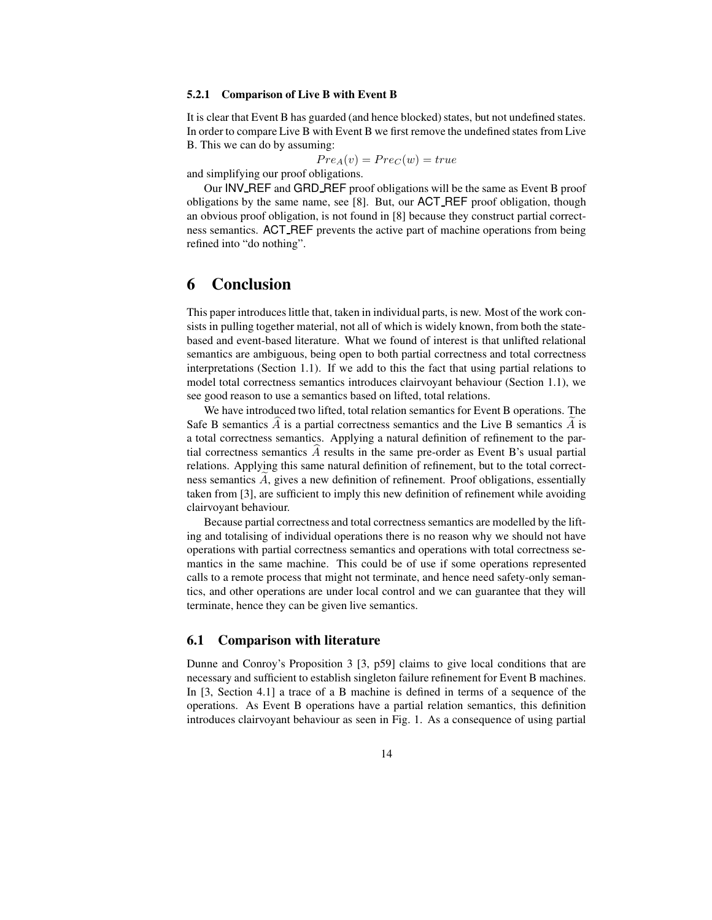#### 5.2.1 Comparison of Live B with Event B

It is clear that Event B has guarded (and hence blocked) states, but not undefined states. In order to compare Live B with Event B we first remove the undefined states from Live B. This we can do by assuming:

$$Pre_A(v) = Pre_C(w) = true$$

and simplifying our proof obligations.

Our INV_REF and GRD_REF proof obligations will be the same as Event B proof obligations by the same name, see [8]. But, our ACT_REF proof obligation, though an obvious proof obligation, is not found in [8] because they construct partial correctness semantics. ACT_REF prevents the active part of machine operations from being refined into "do nothing".

# 6 Conclusion

This paper introduces little that, taken in individual parts, is new. Most of the work consists in pulling together material, not all of which is widely known, from both the state-based and event-based literature. What we found of interest is that unlifted relational semantics are ambiguous, being open to both partial correctness and total correctness interpretations (Section 1.1). If we add to this the fact that using partial relations to model total correctness semantics introduces clairvoyant behaviour (Section 1.1), we see good reason to use a semantics based on lifted, total relations.

We have introduced two lifted, total relation semantics for Event B operations. The Safe B semantics $\widehat{A}$ is a partial correctness semantics and the Live B semantics $\widetilde{A}$ is a total correctness semantics. Applying a natural definition of refinement to the partial correctness semantics $\widehat{A}$ results in the same pre-order as Event B's usual partial relations. Applying this same natural definition of refinement, but to the total correctness semantics $\widetilde{A}$, gives a new definition of refinement. Proof obligations, essentially taken from [3], are sufficient to imply this new definition of refinement while avoiding clairvoyant behaviour.

Because partial correctness and total correctness semantics are modelled by the lifting and totalising of individual operations there is no reason why we should not have operations with partial correctness semantics and operations with total correctness semantics in the same machine. This could be of use if some operations represented calls to a remote process that might not terminate, and hence need safety-only semantics, and other operations are under local control and we can guarantee that they will terminate, hence they can be given live semantics.

## 6.1 Comparison with literature

Dunne and Conroy's Proposition 3 [3, p59] claims to give local conditions that are necessary and sufficient to establish singleton failure refinement for Event B machines. In [3, Section 4.1] a trace of a B machine is defined in terms of a sequence of the operations. As Event B operations have a partial relation semantics, this definition introduces clairvoyant behaviour as seen in Fig. 1. As a consequence of using partial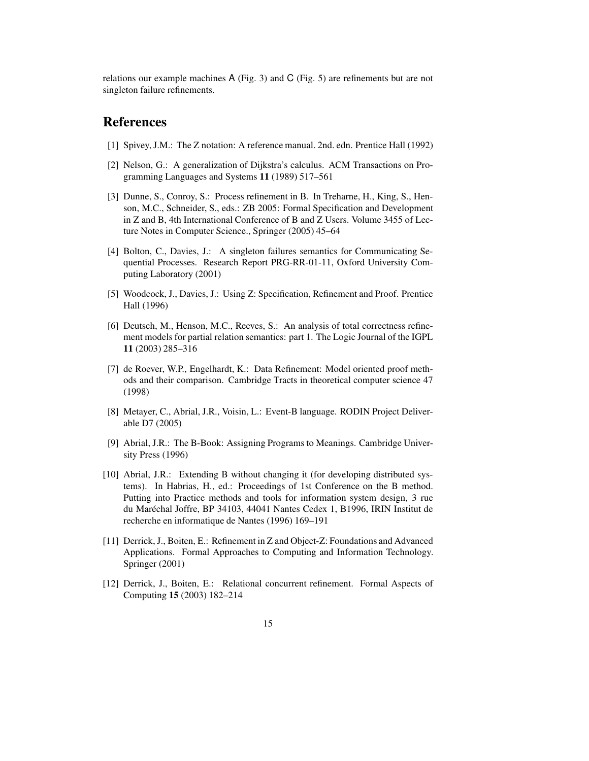relations our example machines A (Fig. 3) and C (Fig. 5) are refinements but are not singleton failure refinements.

## References

[1] Spivey, J.M.: The Z notation: A reference manual. 2nd. edn. Prentice Hall (1992)

[2] Nelson, G.: A generalization of Dijkstra's calculus. ACM Transactions on Programming Languages and Systems **11** (1989) 517–561

[3] Dunne, S., Conroy, S.: Process refinement in B. In Treharne, H., King, S., Henson, M.C., Schneider, S., eds.: ZB 2005: Formal Specification and Development in Z and B, 4th International Conference of B and Z Users. Volume 3455 of Lecture Notes in Computer Science., Springer (2005) 45–64

[4] Bolton, C., Davies, J.: A singleton failures semantics for Communicating Sequential Processes. Research Report PRG-RR-01-11, Oxford University Computing Laboratory (2001)

[5] Woodcock, J., Davies, J.: Using Z: Specification, Refinement and Proof. Prentice Hall (1996)

[6] Deutsch, M., Henson, M.C., Reeves, S.: An analysis of total correctness refinement models for partial relation semantics: part 1. The Logic Journal of the IGPL **11** (2003) 285–316

[7] de Roever, W.P., Engelhardt, K.: Data Refinement: Model oriented proof methods and their comparison. Cambridge Tracts in theoretical computer science 47 (1998)

[8] Metayer, C., Abrial, J.R., Voisin, L.: Event-B language. RODIN Project Deliverable D7 (2005)

[9] Abrial, J.R.: The B-Book: Assigning Programs to Meanings. Cambridge University Press (1996)

[10] Abrial, J.R.: Extending B without changing it (for developing distributed systems). In Habrias, H., ed.: Proceedings of 1st Conference on the B method. Putting into Practice methods and tools for information system design, 3 rue du Maréchal Joffre, BP 34103, 44041 Nantes Cedex 1, B1996, IRIN Institut de recherche en informatique de Nantes (1996) 169–191

[11] Derrick, J., Boiten, E.: Refinement in Z and Object-Z: Foundations and Advanced Applications. Formal Approaches to Computing and Information Technology. Springer (2001)

[12] Derrick, J., Boiten, E.: Relational concurrent refinement. Formal Aspects of Computing **15** (2003) 182–214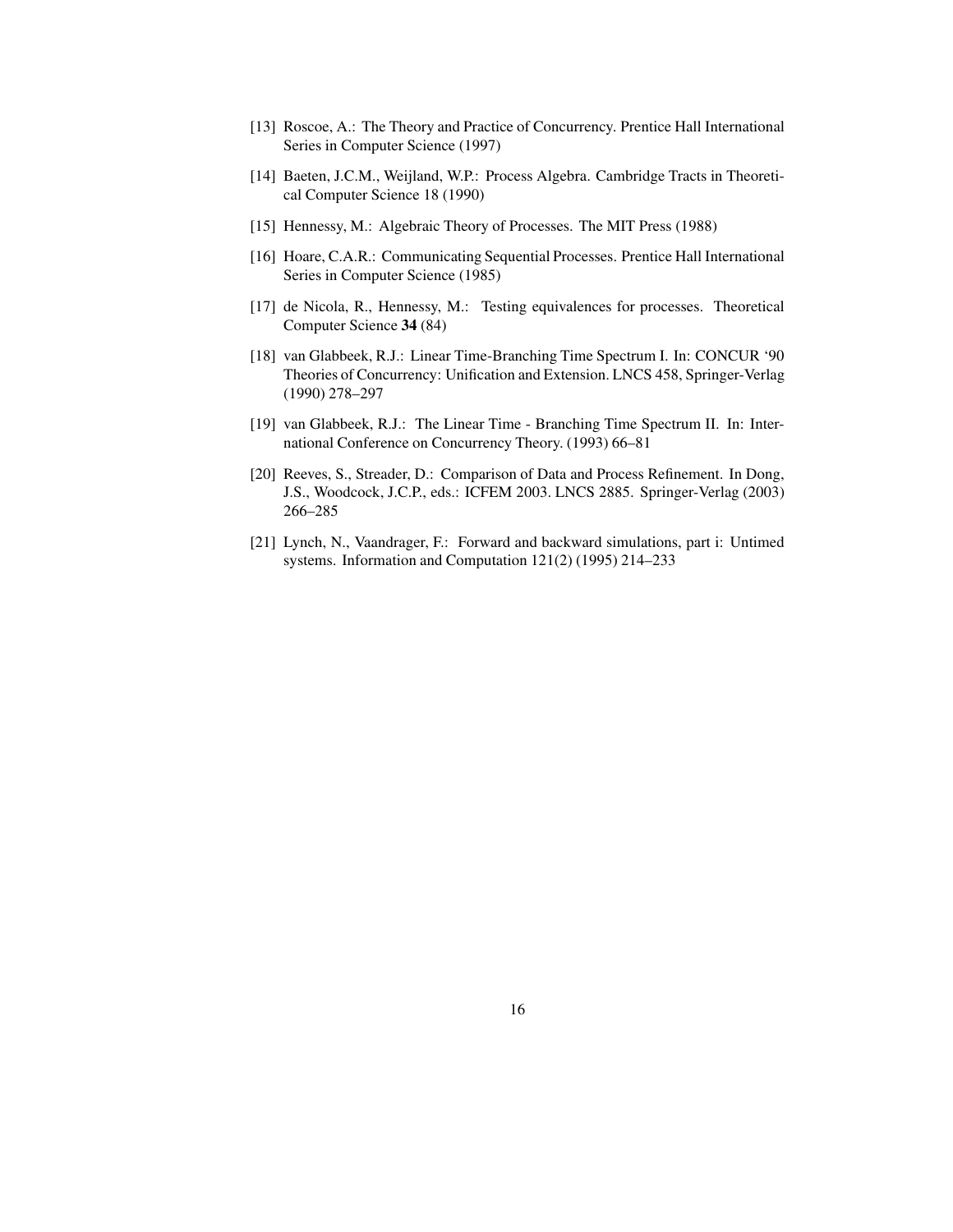[13] Roscoe, A.: The Theory and Practice of Concurrency. Prentice Hall International Series in Computer Science (1997)

[14] Baeten, J.C.M., Weijland, W.P.: Process Algebra. Cambridge Tracts in Theoretical Computer Science 18 (1990)

[15] Hennessy, M.: Algebraic Theory of Processes. The MIT Press (1988)

[16] Hoare, C.A.R.: Communicating Sequential Processes. Prentice Hall International Series in Computer Science (1985)

[17] de Nicola, R., Hennessy, M.: Testing equivalences for processes. Theoretical Computer Science **34** (84)

[18] van Glabbeek, R.J.: Linear Time-Branching Time Spectrum I. In: CONCUR '90 Theories of Concurrency: Unification and Extension. LNCS 458, Springer-Verlag (1990) 278–297

[19] van Glabbeek, R.J.: The Linear Time - Branching Time Spectrum II. In: International Conference on Concurrency Theory. (1993) 66–81

[20] Reeves, S., Streader, D.: Comparison of Data and Process Refinement. In Dong, J.S., Woodcock, J.C.P., eds.: ICFEM 2003. LNCS 2885. Springer-Verlag (2003) 266–285

[21] Lynch, N., Vaandrager, F.: Forward and backward simulations, part i: Untimed systems. Information and Computation 121(2) (1995) 214–233